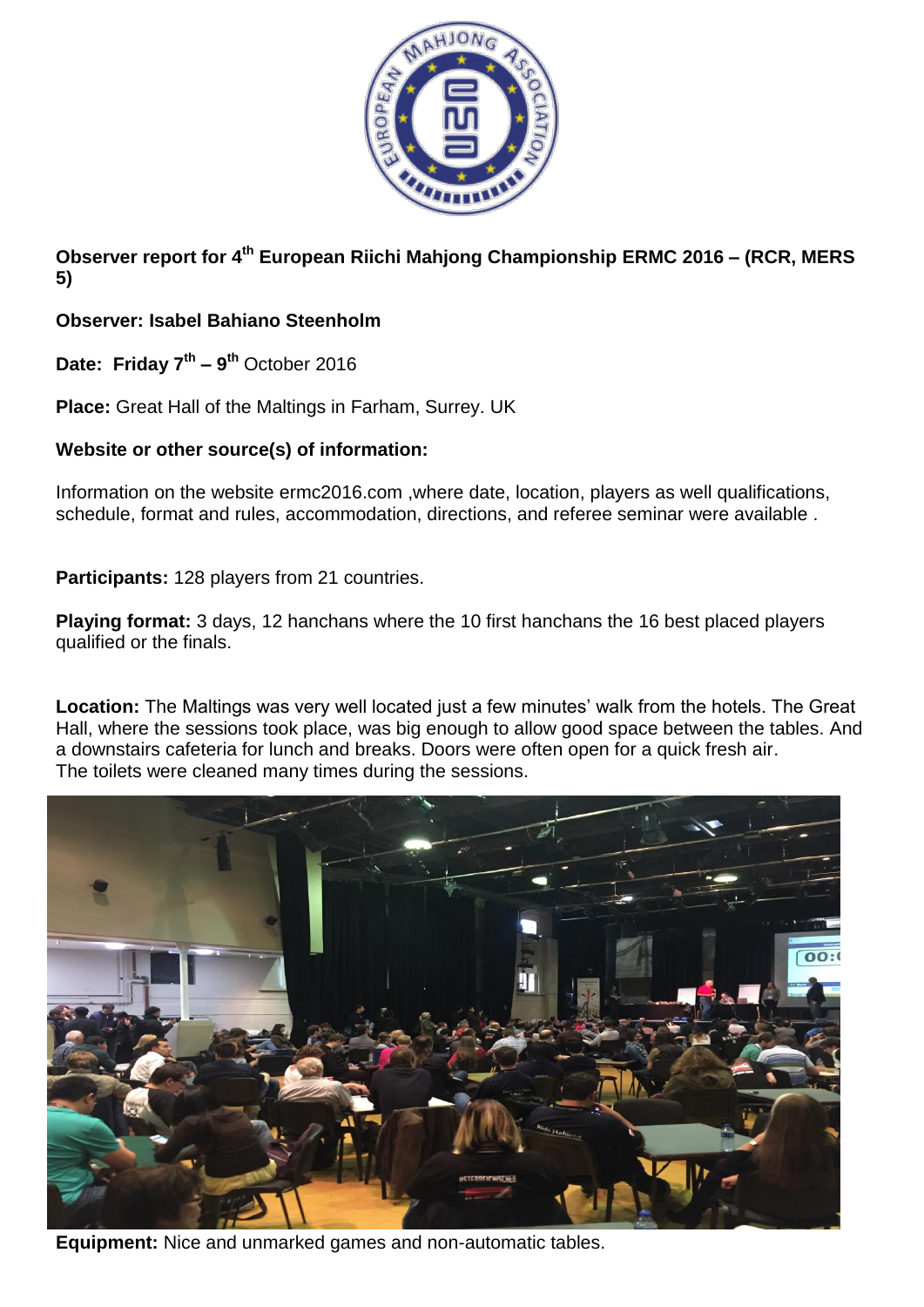**Observer report for 4th European Riichi Mahjong Championship ERMC 2016 – (RCR, MERS 5)**

**Observer: Isabel Bahiano Steenholm**

**Date: Friday 7th – 9th** October 2016

**Place:** Great Hall of the Maltings in Farham, Surrey. UK

**Website or other source(s) of information:**

Information on the website ermc2016.com ,where date, location, players as well qualifications, schedule, format and rules, accommodation, directions, and referee seminar were available .

**Participants:** 128 players from 21 countries.

**Playing format:** 3 days, 12 hanchans where the 10 first hanchans the 16 best placed players qualified or the finals.

**Location:** The Maltings was very well located just a few minutes' walk from the hotels. The Great Hall, where the sessions took place, was big enough to allow good space between the tables. And a downstairs cafeteria for lunch and breaks. Doors were often open for a quick fresh air.
The toilets were cleaned many times during the sessions.

**Equipment:** Nice and unmarked games and non-automatic tables.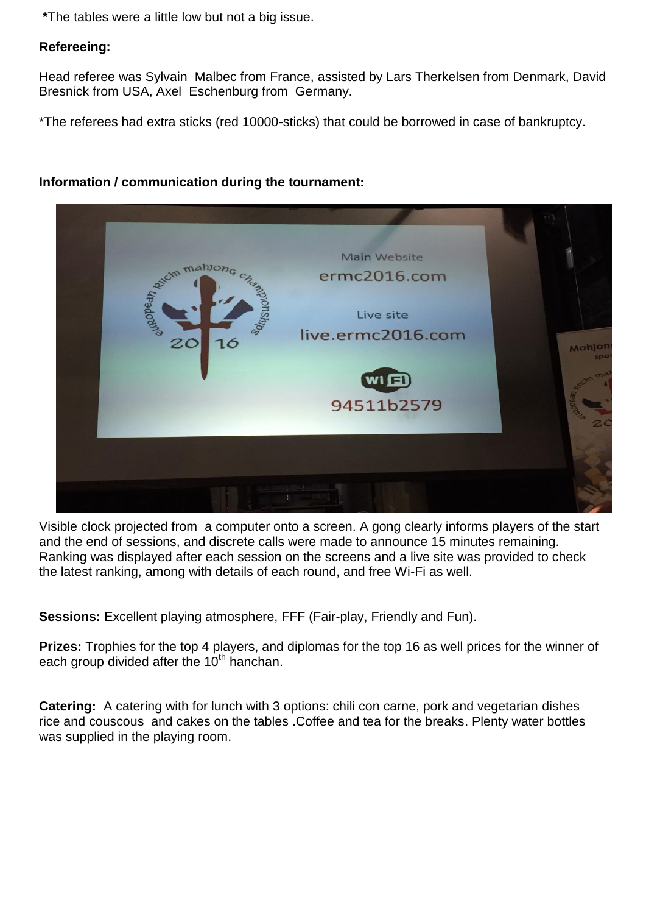*The tables were a little low but not a big issue.

**Refereeing:**

Head referee was Sylvain Malbec from France, assisted by Lars Therkelsen from Denmark, David Bresnick from USA, Axel Eschenburg from Germany.

*The referees had extra sticks (red 10000-sticks) that could be borrowed in case of bankruptcy.

**Information / communication during the tournament:**

Visible clock projected from a computer onto a screen. A gong clearly informs players of the start and the end of sessions, and discrete calls were made to announce 15 minutes remaining. Ranking was displayed after each session on the screens and a live site was provided to check the latest ranking, among with details of each round, and free Wi-Fi as well.

**Sessions:** Excellent playing atmosphere, FFF (Fair-play, Friendly and Fun).

**Prizes:** Trophies for the top 4 players, and diplomas for the top 16 as well prices for the winner of each group divided after the 10th hanchan.

**Catering:** A catering with for lunch with 3 options: chili con carne, pork and vegetarian dishes rice and couscous and cakes on the tables .Coffee and tea for the breaks. Plenty water bottles was supplied in the playing room.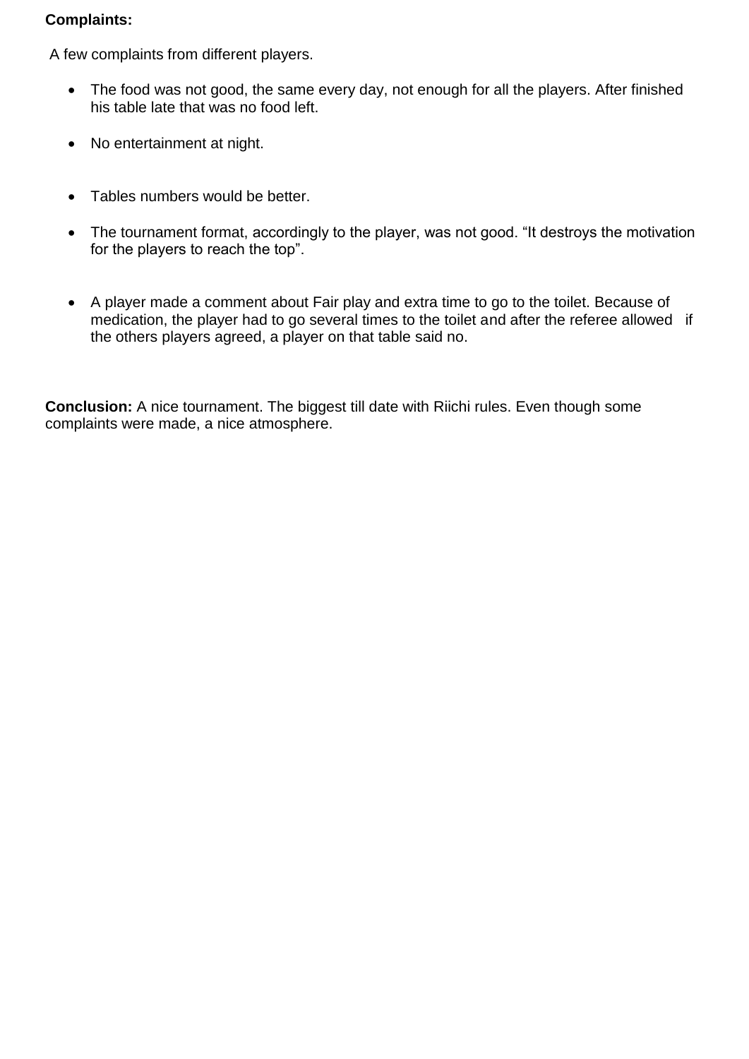**Complaints:**

A few complaints from different players.

- The food was not good, the same every day, not enough for all the players. After finished his table late that was no food left.
- No entertainment at night.
- Tables numbers would be better.
- The tournament format, accordingly to the player, was not good. "It destroys the motivation for the players to reach the top".
- A player made a comment about Fair play and extra time to go to the toilet. Because of medication, the player had to go several times to the toilet and after the referee allowed if the others players agreed, a player on that table said no.

**Conclusion:** A nice tournament. The biggest till date with Riichi rules. Even though some complaints were made, a nice atmosphere.